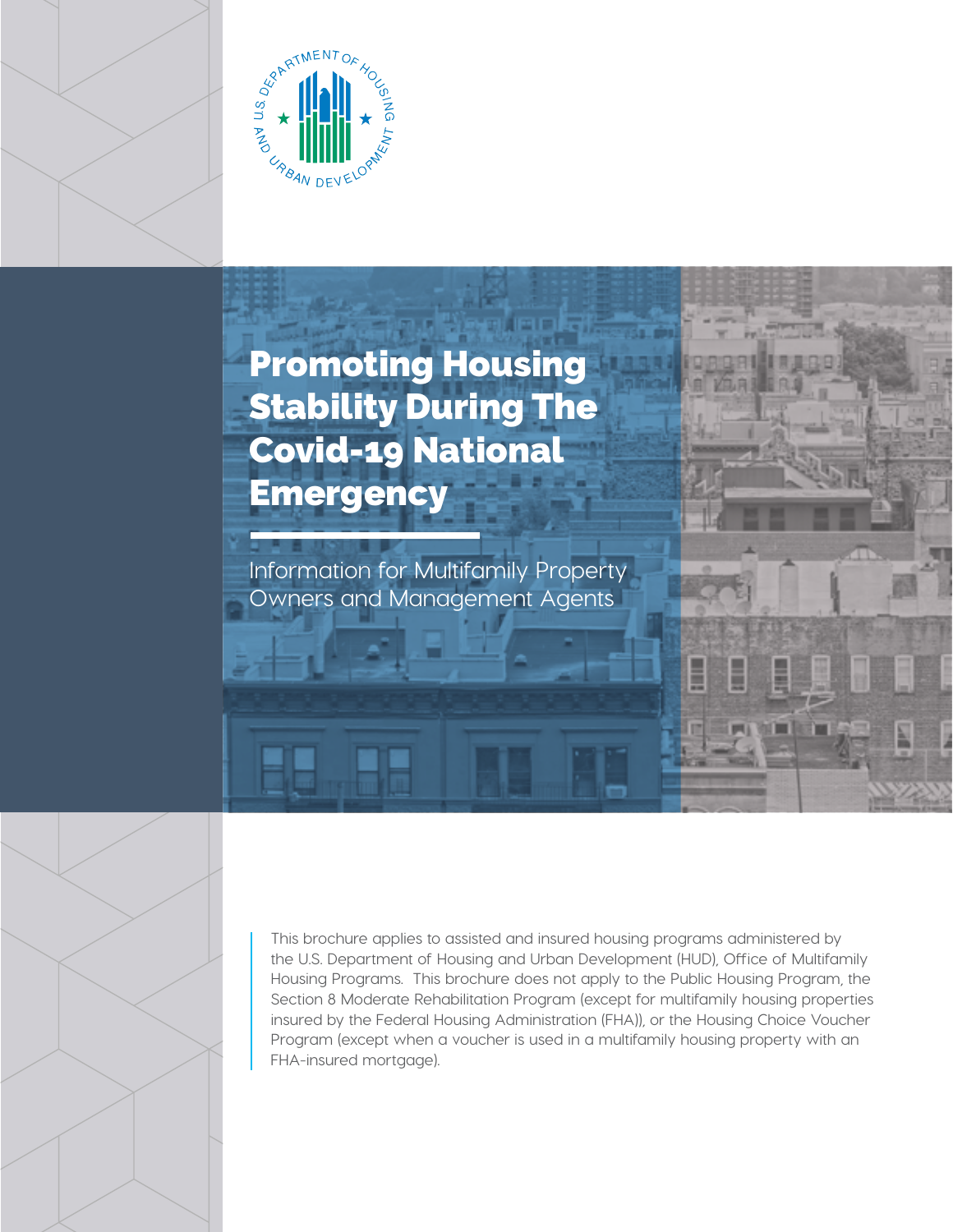# Promoting Housing Stability During The Covid-19 National Emergency

Information for Multifamily Property Owners and Management Agents

This brochure applies to assisted and insured housing programs administered by the U.S. Department of Housing and Urban Development (HUD), Office of Multifamily Housing Programs. This brochure does not apply to the Public Housing Program, the Section 8 Moderate Rehabilitation Program (except for multifamily housing properties insured by the Federal Housing Administration (FHA)), or the Housing Choice Voucher Program (except when a voucher is used in a multifamily housing property with an FHA-insured mortgage).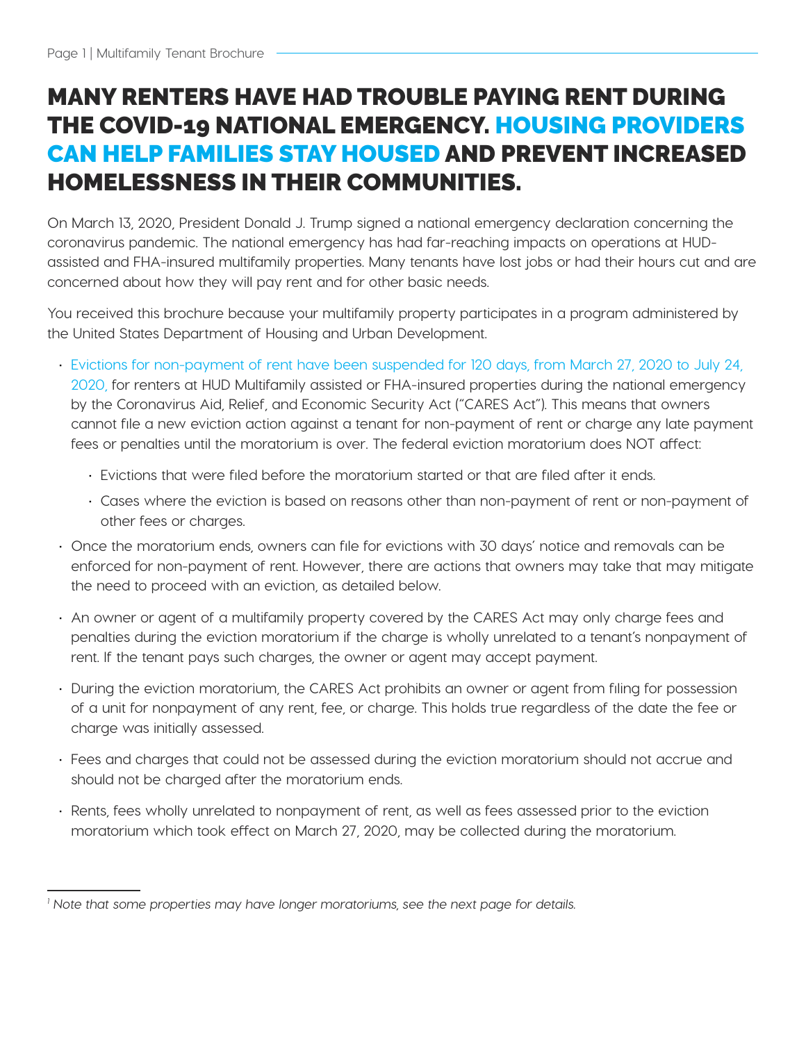# MANY RENTERS HAVE HAD TROUBLE PAYING RENT DURING THE COVID-19 NATIONAL EMERGENCY. HOUSING PROVIDERS CAN HELP FAMILIES STAY HOUSED AND PREVENT INCREASED HOMELESSNESS IN THEIR COMMUNITIES.

On March 13, 2020, President Donald J. Trump signed a national emergency declaration concerning the coronavirus pandemic. The national emergency has had far-reaching impacts on operations at HUD-assisted and FHA-insured multifamily properties. Many tenants have lost jobs or had their hours cut and are concerned about how they will pay rent and for other basic needs.

You received this brochure because your multifamily property participates in a program administered by the United States Department of Housing and Urban Development.

- Evictions for non-payment of rent have been suspended for 120 days, from March 27, 2020 to July 24, 2020, for renters at HUD Multifamily assisted or FHA-insured properties during the national emergency by the Coronavirus Aid, Relief, and Economic Security Act ("CARES Act"). This means that owners cannot file a new eviction action against a tenant for non-payment of rent or charge any late payment fees or penalties until the moratorium is over. The federal eviction moratorium does NOT affect:
  - Evictions that were filed before the moratorium started or that are filed after it ends.
  - Cases where the eviction is based on reasons other than non-payment of rent or non-payment of other fees or charges.
- Once the moratorium ends, owners can file for evictions with 30 days' notice and removals can be enforced for non-payment of rent. However, there are actions that owners may take that may mitigate the need to proceed with an eviction, as detailed below.
- An owner or agent of a multifamily property covered by the CARES Act may only charge fees and penalties during the eviction moratorium if the charge is wholly unrelated to a tenant's nonpayment of rent. If the tenant pays such charges, the owner or agent may accept payment.
- During the eviction moratorium, the CARES Act prohibits an owner or agent from filing for possession of a unit for nonpayment of any rent, fee, or charge. This holds true regardless of the date the fee or charge was initially assessed.
- Fees and charges that could not be assessed during the eviction moratorium should not accrue and should not be charged after the moratorium ends.
- Rents, fees wholly unrelated to nonpayment of rent, as well as fees assessed prior to the eviction moratorium which took effect on March 27, 2020, may be collected during the moratorium.

---

[1] *Note that some properties may have longer moratoriums, see the next page for details.*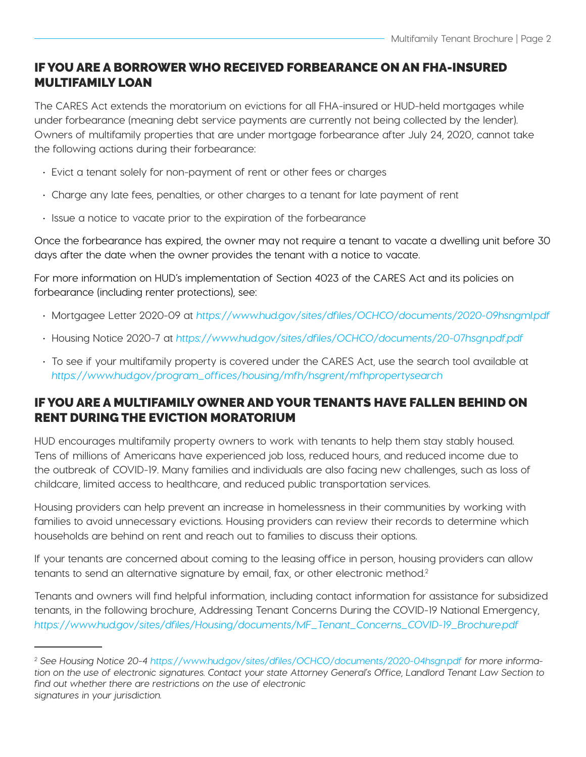## IF YOU ARE A BORROWER WHO RECEIVED FORBEARANCE ON AN FHA-INSURED MULTIFAMILY LOAN

The CARES Act extends the moratorium on evictions for all FHA-insured or HUD-held mortgages while under forbearance (meaning debt service payments are currently not being collected by the lender). Owners of multifamily properties that are under mortgage forbearance after July 24, 2020, cannot take the following actions during their forbearance:

- Evict a tenant solely for non-payment of rent or other fees or charges
- Charge any late fees, penalties, or other charges to a tenant for late payment of rent
- Issue a notice to vacate prior to the expiration of the forbearance

Once the forbearance has expired, the owner may not require a tenant to vacate a dwelling unit before 30 days after the date when the owner provides the tenant with a notice to vacate.

For more information on HUD's implementation of Section 4023 of the CARES Act and its policies on forbearance (including renter protections), see:

- Mortgagee Letter 2020-09 at *https://www.hud.gov/sites/dfiles/OCHCO/documents/2020-09hsngml.pdf*
- Housing Notice 2020-7 at *https://www.hud.gov/sites/dfiles/OCHCO/documents/20-07hsgn.pdf.pdf*
- To see if your multifamily property is covered under the CARES Act, use the search tool available at *https://www.hud.gov/program_offices/housing/mfh/hsgrent/mfhpropertysearch*

## IF YOU ARE A MULTIFAMILY OWNER AND YOUR TENANTS HAVE FALLEN BEHIND ON RENT DURING THE EVICTION MORATORIUM

HUD encourages multifamily property owners to work with tenants to help them stay stably housed. Tens of millions of Americans have experienced job loss, reduced hours, and reduced income due to the outbreak of COVID-19. Many families and individuals are also facing new challenges, such as loss of childcare, limited access to healthcare, and reduced public transportation services.

Housing providers can help prevent an increase in homelessness in their communities by working with families to avoid unnecessary evictions. Housing providers can review their records to determine which households are behind on rent and reach out to families to discuss their options.

If your tenants are concerned about coming to the leasing office in person, housing providers can allow tenants to send an alternative signature by email, fax, or other electronic method.[2]

Tenants and owners will find helpful information, including contact information for assistance for subsidized tenants, in the following brochure, Addressing Tenant Concerns During the COVID-19 National Emergency, *https://www.hud.gov/sites/dfiles/Housing/documents/MF_Tenant_Concerns_COVID-19_Brochure.pdf*

---

[2] *See Housing Notice 20-4 https://www.hud.gov/sites/dfiles/OCHCO/documents/2020-04hsgn.pdf for more information on the use of electronic signatures. Contact your state Attorney General's Office, Landlord Tenant Law Section to find out whether there are restrictions on the use of electronic signatures in your jurisdiction.*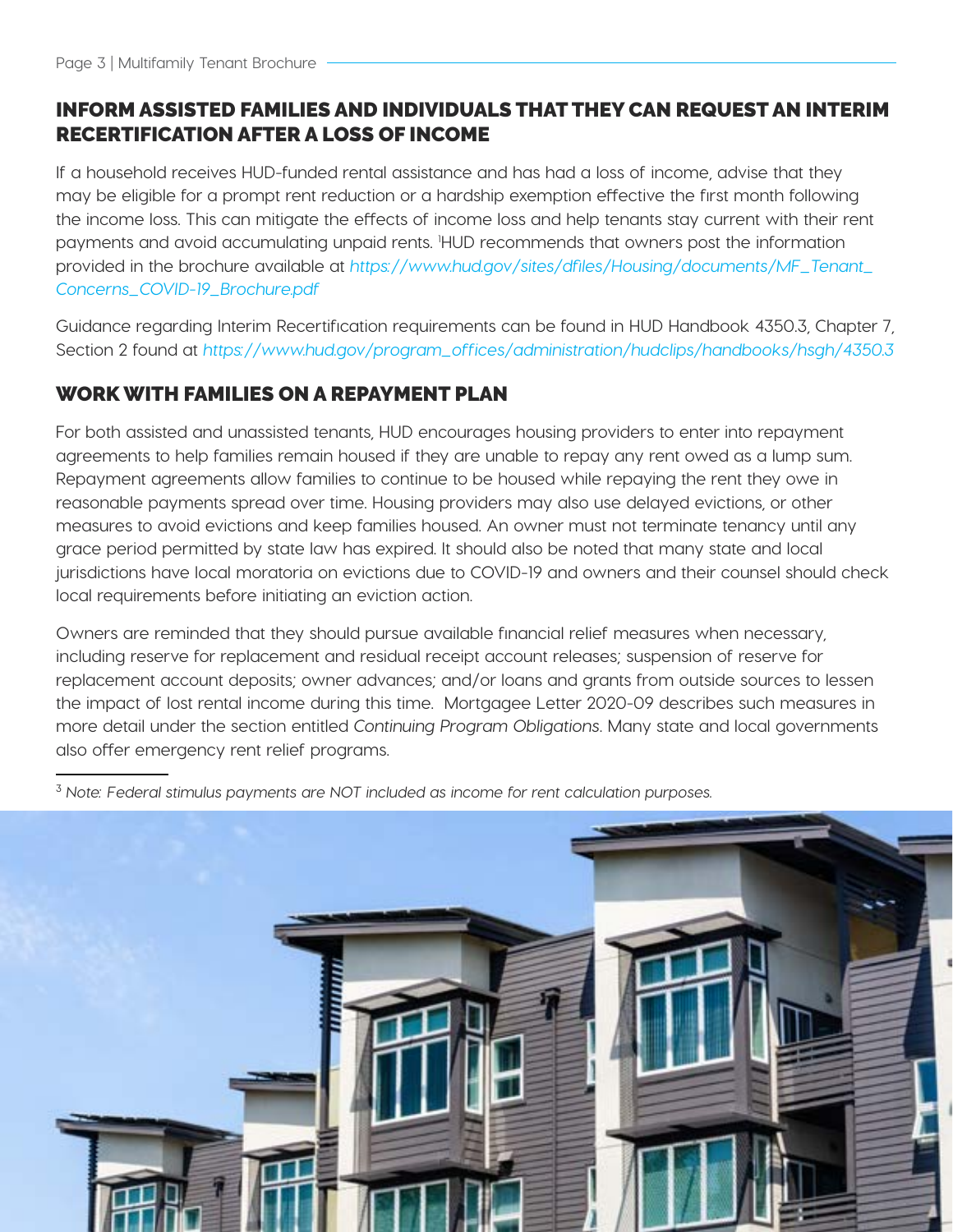## INFORM ASSISTED FAMILIES AND INDIVIDUALS THAT THEY CAN REQUEST AN INTERIM RECERTIFICATION AFTER A LOSS OF INCOME

If a household receives HUD-funded rental assistance and has had a loss of income, advise that they may be eligible for a prompt rent reduction or a hardship exemption effective the first month following the income loss. This can mitigate the effects of income loss and help tenants stay current with their rent payments and avoid accumulating unpaid rents. [1]HUD recommends that owners post the information provided in the brochure available at *https://www.hud.gov/sites/dfiles/Housing/documents/MF_Tenant_Concerns_COVID-19_Brochure.pdf*

Guidance regarding Interim Recertification requirements can be found in HUD Handbook 4350.3, Chapter 7, Section 2 found at *https://www.hud.gov/program_offices/administration/hudclips/handbooks/hsgh/4350.3*

## WORK WITH FAMILIES ON A REPAYMENT PLAN

For both assisted and unassisted tenants, HUD encourages housing providers to enter into repayment agreements to help families remain housed if they are unable to repay any rent owed as a lump sum. Repayment agreements allow families to continue to be housed while repaying the rent they owe in reasonable payments spread over time. Housing providers may also use delayed evictions, or other measures to avoid evictions and keep families housed. An owner must not terminate tenancy until any grace period permitted by state law has expired. It should also be noted that many state and local jurisdictions have local moratoria on evictions due to COVID-19 and owners and their counsel should check local requirements before initiating an eviction action.

Owners are reminded that they should pursue available financial relief measures when necessary, including reserve for replacement and residual receipt account releases; suspension of reserve for replacement account deposits; owner advances; and/or loans and grants from outside sources to lessen the impact of lost rental income during this time. Mortgagee Letter 2020-09 describes such measures in more detail under the section entitled *Continuing Program Obligations*. Many state and local governments also offer emergency rent relief programs.

---

[3] *Note: Federal stimulus payments are NOT included as income for rent calculation purposes.*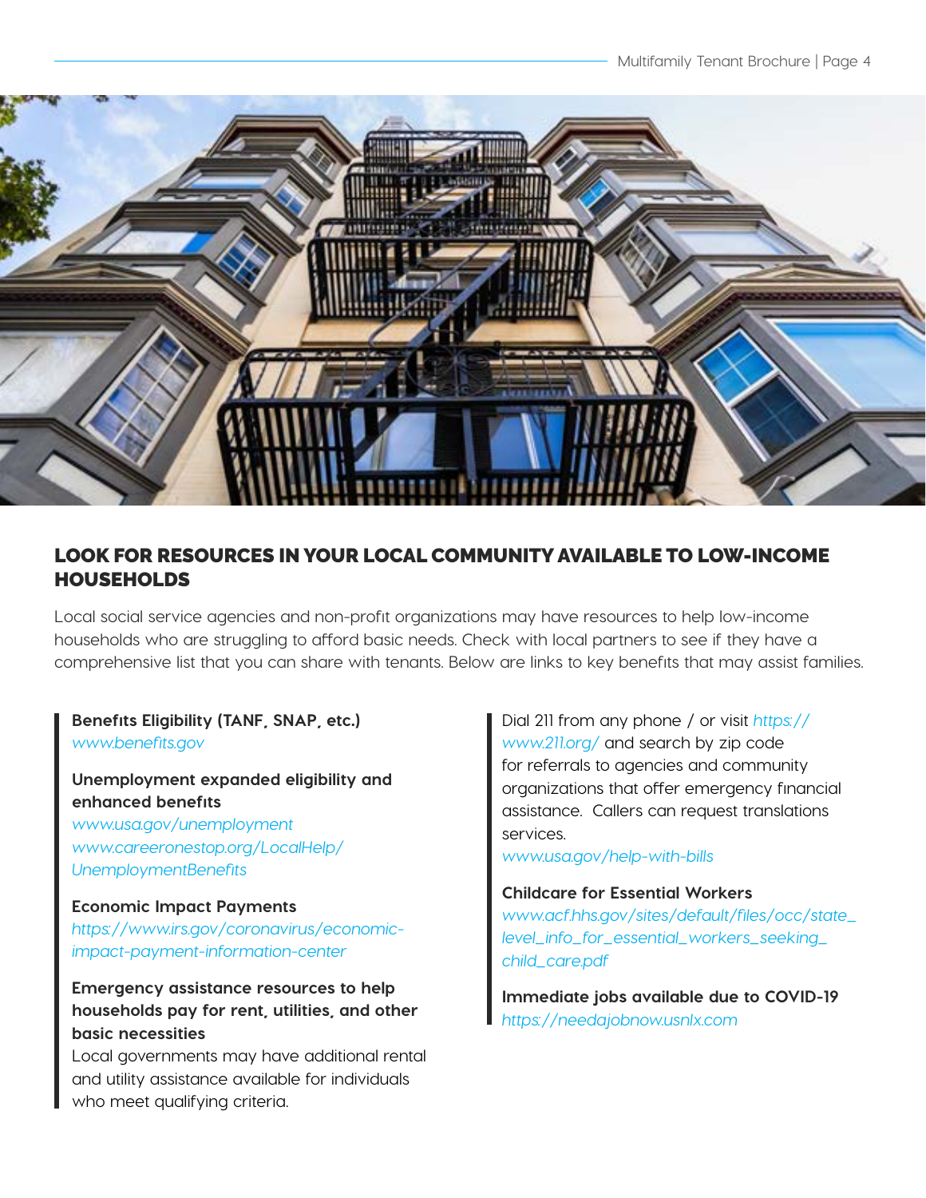## LOOK FOR RESOURCES IN YOUR LOCAL COMMUNITY AVAILABLE TO LOW-INCOME HOUSEHOLDS

Local social service agencies and non-profit organizations may have resources to help low-income households who are struggling to afford basic needs. Check with local partners to see if they have a comprehensive list that you can share with tenants. Below are links to key benefits that may assist families.

**Benefits Eligibility (TANF, SNAP, etc.)**
*www.benefits.gov*

**Unemployment expanded eligibility and enhanced benefits**
*www.usa.gov/unemployment*
*www.careeronestop.org/LocalHelp/UnemploymentBenefits*

**Economic Impact Payments**
*https://www.irs.gov/coronavirus/economic-impact-payment-information-center*

**Emergency assistance resources to help households pay for rent, utilities, and other basic necessities**
Local governments may have additional rental and utility assistance available for individuals who meet qualifying criteria.

Dial 211 from any phone / or visit *https://www.211.org/* and search by zip code for referrals to agencies and community organizations that offer emergency financial assistance. Callers can request translations services.
*www.usa.gov/help-with-bills*

**Childcare for Essential Workers**
*www.acf.hhs.gov/sites/default/files/occ/state_level_info_for_essential_workers_seeking_child_care.pdf*

**Immediate jobs available due to COVID-19**
*https://needajobnow.usnlx.com*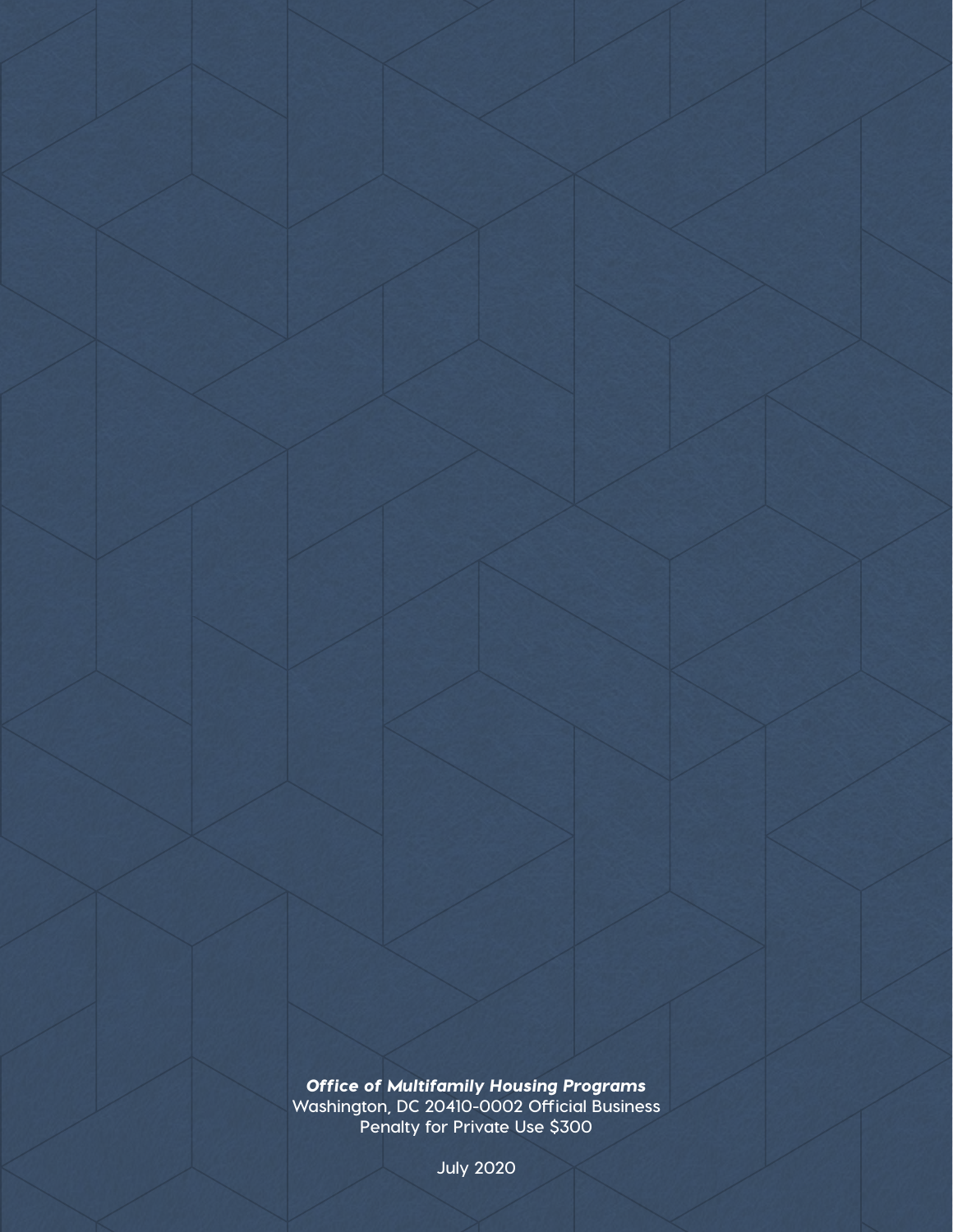***Office of Multifamily Housing Programs***
Washington, DC 20410-0002 Official Business
Penalty for Private Use $300

July 2020